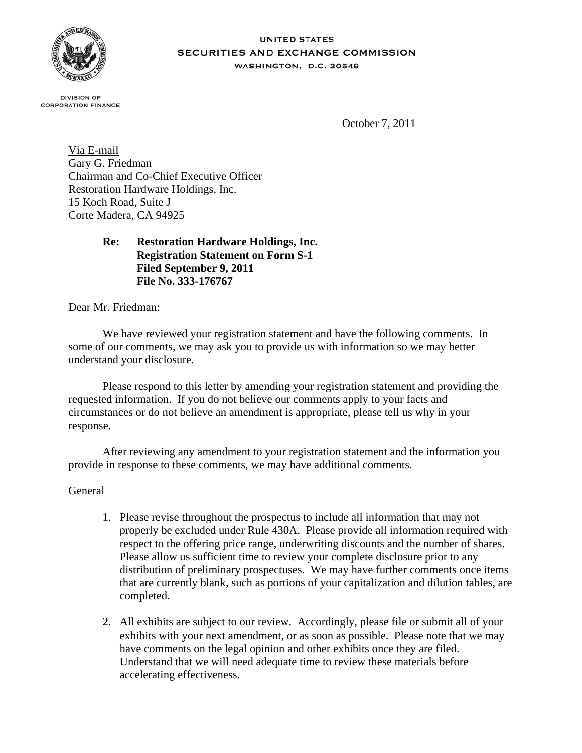UNITED STATES
SECURITIES AND EXCHANGE COMMISSION
WASHINGTON, D.C. 20549

DIVISION OF
CORPORATION FINANCE

October 7, 2011

Via E-mail
Gary G. Friedman
Chairman and Co-Chief Executive Officer
Restoration Hardware Holdings, Inc.
15 Koch Road, Suite J
Corte Madera, CA 94925

**Re: Restoration Hardware Holdings, Inc.**
**Registration Statement on Form S-1**
**Filed September 9, 2011**
**File No. 333-176767**

Dear Mr. Friedman:

We have reviewed your registration statement and have the following comments. In some of our comments, we may ask you to provide us with information so we may better understand your disclosure.

Please respond to this letter by amending your registration statement and providing the requested information. If you do not believe our comments apply to your facts and circumstances or do not believe an amendment is appropriate, please tell us why in your response.

After reviewing any amendment to your registration statement and the information you provide in response to these comments, we may have additional comments.

General

1. Please revise throughout the prospectus to include all information that may not properly be excluded under Rule 430A. Please provide all information required with respect to the offering price range, underwriting discounts and the number of shares. Please allow us sufficient time to review your complete disclosure prior to any distribution of preliminary prospectuses. We may have further comments once items that are currently blank, such as portions of your capitalization and dilution tables, are completed.

2. All exhibits are subject to our review. Accordingly, please file or submit all of your exhibits with your next amendment, or as soon as possible. Please note that we may have comments on the legal opinion and other exhibits once they are filed. Understand that we will need adequate time to review these materials before accelerating effectiveness.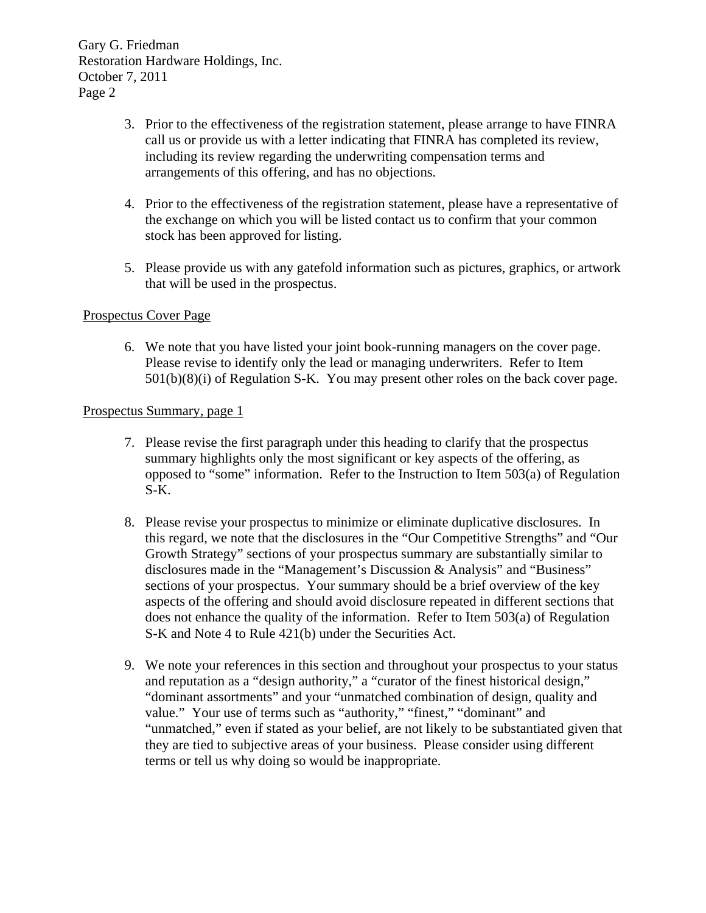3. Prior to the effectiveness of the registration statement, please arrange to have FINRA call us or provide us with a letter indicating that FINRA has completed its review, including its review regarding the underwriting compensation terms and arrangements of this offering, and has no objections.

4. Prior to the effectiveness of the registration statement, please have a representative of the exchange on which you will be listed contact us to confirm that your common stock has been approved for listing.

5. Please provide us with any gatefold information such as pictures, graphics, or artwork that will be used in the prospectus.

Prospectus Cover Page

6. We note that you have listed your joint book-running managers on the cover page. Please revise to identify only the lead or managing underwriters. Refer to Item 501(b)(8)(i) of Regulation S-K. You may present other roles on the back cover page.

Prospectus Summary, page 1

7. Please revise the first paragraph under this heading to clarify that the prospectus summary highlights only the most significant or key aspects of the offering, as opposed to "some" information. Refer to the Instruction to Item 503(a) of Regulation S-K.

8. Please revise your prospectus to minimize or eliminate duplicative disclosures. In this regard, we note that the disclosures in the "Our Competitive Strengths" and "Our Growth Strategy" sections of your prospectus summary are substantially similar to disclosures made in the "Management's Discussion & Analysis" and "Business" sections of your prospectus. Your summary should be a brief overview of the key aspects of the offering and should avoid disclosure repeated in different sections that does not enhance the quality of the information. Refer to Item 503(a) of Regulation S-K and Note 4 to Rule 421(b) under the Securities Act.

9. We note your references in this section and throughout your prospectus to your status and reputation as a "design authority," a "curator of the finest historical design," "dominant assortments" and your "unmatched combination of design, quality and value." Your use of terms such as "authority," "finest," "dominant" and "unmatched," even if stated as your belief, are not likely to be substantiated given that they are tied to subjective areas of your business. Please consider using different terms or tell us why doing so would be inappropriate.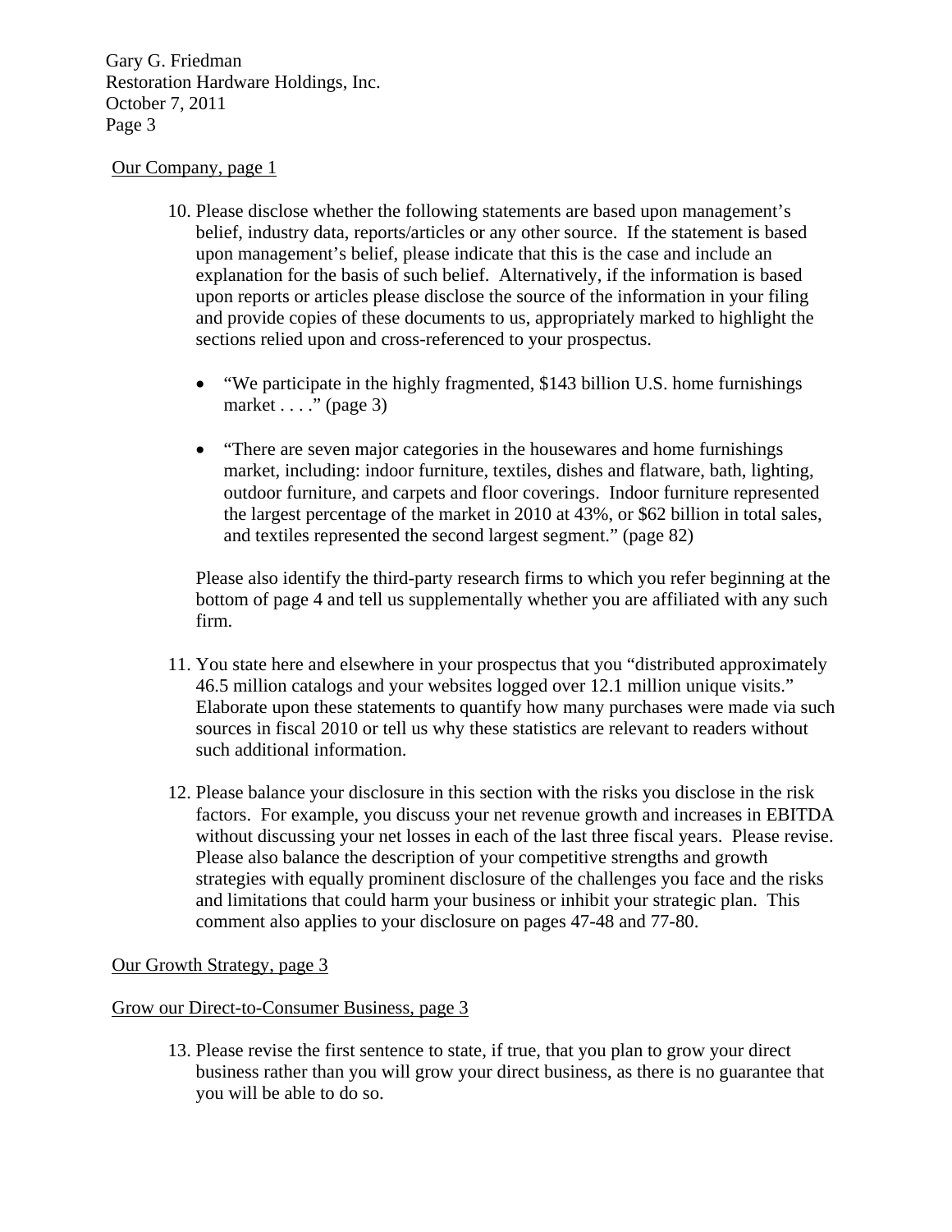Our Company, page 1

10. Please disclose whether the following statements are based upon management's belief, industry data, reports/articles or any other source. If the statement is based upon management's belief, please indicate that this is the case and include an explanation for the basis of such belief. Alternatively, if the information is based upon reports or articles please disclose the source of the information in your filing and provide copies of these documents to us, appropriately marked to highlight the sections relied upon and cross-referenced to your prospectus.

    - "We participate in the highly fragmented, $143 billion U.S. home furnishings market . . . ." (page 3)

    - "There are seven major categories in the housewares and home furnishings market, including: indoor furniture, textiles, dishes and flatware, bath, lighting, outdoor furniture, and carpets and floor coverings. Indoor furniture represented the largest percentage of the market in 2010 at 43%, or $62 billion in total sales, and textiles represented the second largest segment." (page 82)

    Please also identify the third-party research firms to which you refer beginning at the bottom of page 4 and tell us supplementally whether you are affiliated with any such firm.

11. You state here and elsewhere in your prospectus that you "distributed approximately 46.5 million catalogs and your websites logged over 12.1 million unique visits." Elaborate upon these statements to quantify how many purchases were made via such sources in fiscal 2010 or tell us why these statistics are relevant to readers without such additional information.

12. Please balance your disclosure in this section with the risks you disclose in the risk factors. For example, you discuss your net revenue growth and increases in EBITDA without discussing your net losses in each of the last three fiscal years. Please revise. Please also balance the description of your competitive strengths and growth strategies with equally prominent disclosure of the challenges you face and the risks and limitations that could harm your business or inhibit your strategic plan. This comment also applies to your disclosure on pages 47-48 and 77-80.

Our Growth Strategy, page 3

Grow our Direct-to-Consumer Business, page 3

13. Please revise the first sentence to state, if true, that you plan to grow your direct business rather than you will grow your direct business, as there is no guarantee that you will be able to do so.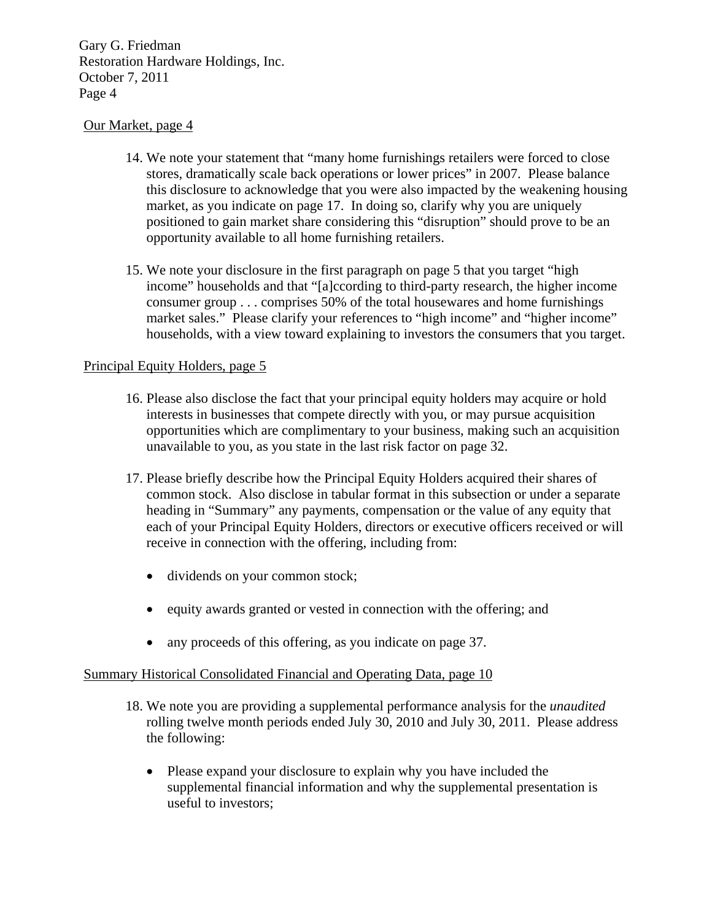Our Market, page 4

14. We note your statement that "many home furnishings retailers were forced to close stores, dramatically scale back operations or lower prices" in 2007. Please balance this disclosure to acknowledge that you were also impacted by the weakening housing market, as you indicate on page 17. In doing so, clarify why you are uniquely positioned to gain market share considering this "disruption" should prove to be an opportunity available to all home furnishing retailers.

15. We note your disclosure in the first paragraph on page 5 that you target "high income" households and that "[a]ccording to third-party research, the higher income consumer group . . . comprises 50% of the total housewares and home furnishings market sales." Please clarify your references to "high income" and "higher income" households, with a view toward explaining to investors the consumers that you target.

Principal Equity Holders, page 5

16. Please also disclose the fact that your principal equity holders may acquire or hold interests in businesses that compete directly with you, or may pursue acquisition opportunities which are complimentary to your business, making such an acquisition unavailable to you, as you state in the last risk factor on page 32.

17. Please briefly describe how the Principal Equity Holders acquired their shares of common stock. Also disclose in tabular format in this subsection or under a separate heading in "Summary" any payments, compensation or the value of any equity that each of your Principal Equity Holders, directors or executive officers received or will receive in connection with the offering, including from:

    - dividends on your common stock;
    - equity awards granted or vested in connection with the offering; and
    - any proceeds of this offering, as you indicate on page 37.

Summary Historical Consolidated Financial and Operating Data, page 10

18. We note you are providing a supplemental performance analysis for the *unaudited* rolling twelve month periods ended July 30, 2010 and July 30, 2011. Please address the following:

    - Please expand your disclosure to explain why you have included the supplemental financial information and why the supplemental presentation is useful to investors;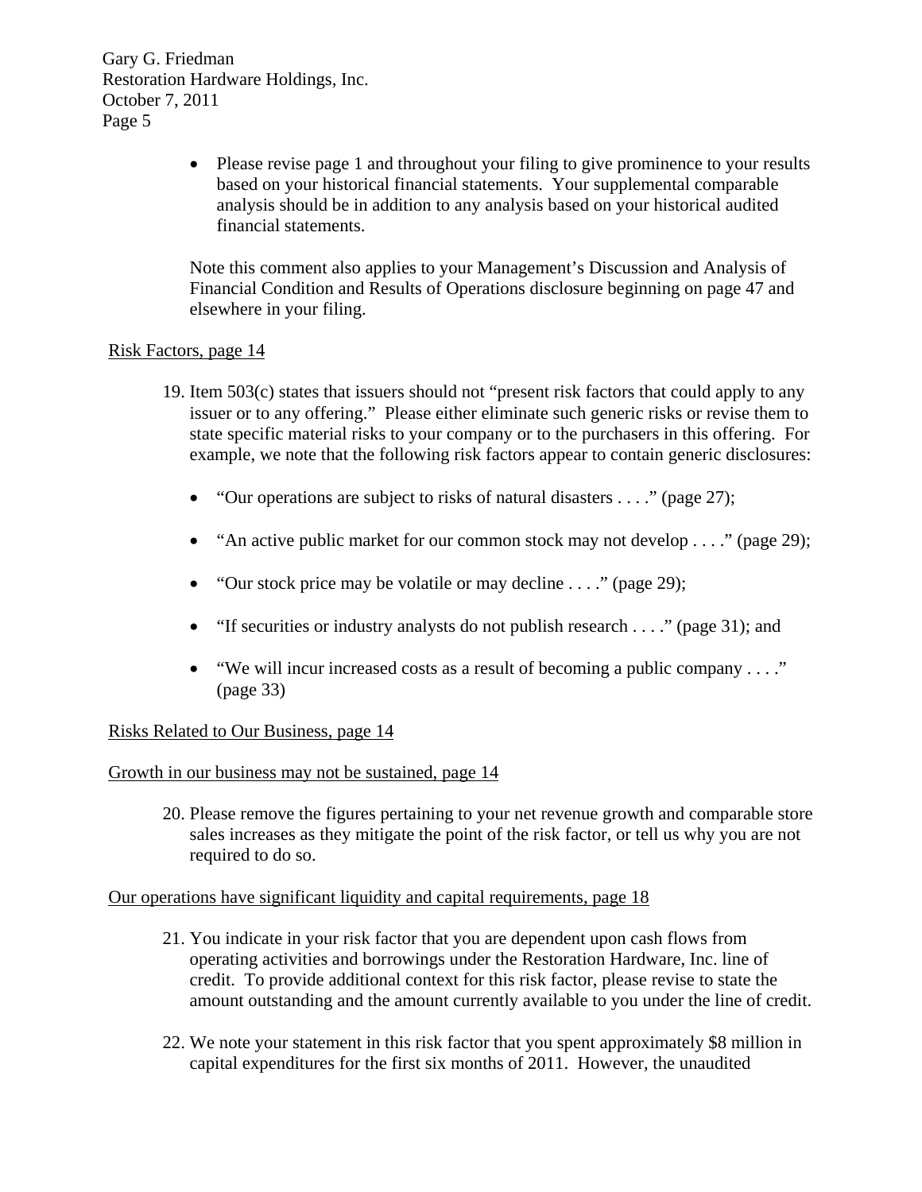- Please revise page 1 and throughout your filing to give prominence to your results based on your historical financial statements. Your supplemental comparable analysis should be in addition to any analysis based on your historical audited financial statements.

Note this comment also applies to your Management's Discussion and Analysis of Financial Condition and Results of Operations disclosure beginning on page 47 and elsewhere in your filing.

Risk Factors, page 14

19. Item 503(c) states that issuers should not "present risk factors that could apply to any issuer or to any offering." Please either eliminate such generic risks or revise them to state specific material risks to your company or to the purchasers in this offering. For example, we note that the following risk factors appear to contain generic disclosures:

    - "Our operations are subject to risks of natural disasters . . . ." (page 27);
    - "An active public market for our common stock may not develop . . . ." (page 29);
    - "Our stock price may be volatile or may decline . . . ." (page 29);
    - "If securities or industry analysts do not publish research . . . ." (page 31); and
    - "We will incur increased costs as a result of becoming a public company . . . ." (page 33)

Risks Related to Our Business, page 14

Growth in our business may not be sustained, page 14

20. Please remove the figures pertaining to your net revenue growth and comparable store sales increases as they mitigate the point of the risk factor, or tell us why you are not required to do so.

Our operations have significant liquidity and capital requirements, page 18

21. You indicate in your risk factor that you are dependent upon cash flows from operating activities and borrowings under the Restoration Hardware, Inc. line of credit. To provide additional context for this risk factor, please revise to state the amount outstanding and the amount currently available to you under the line of credit.

22. We note your statement in this risk factor that you spent approximately $8 million in capital expenditures for the first six months of 2011. However, the unaudited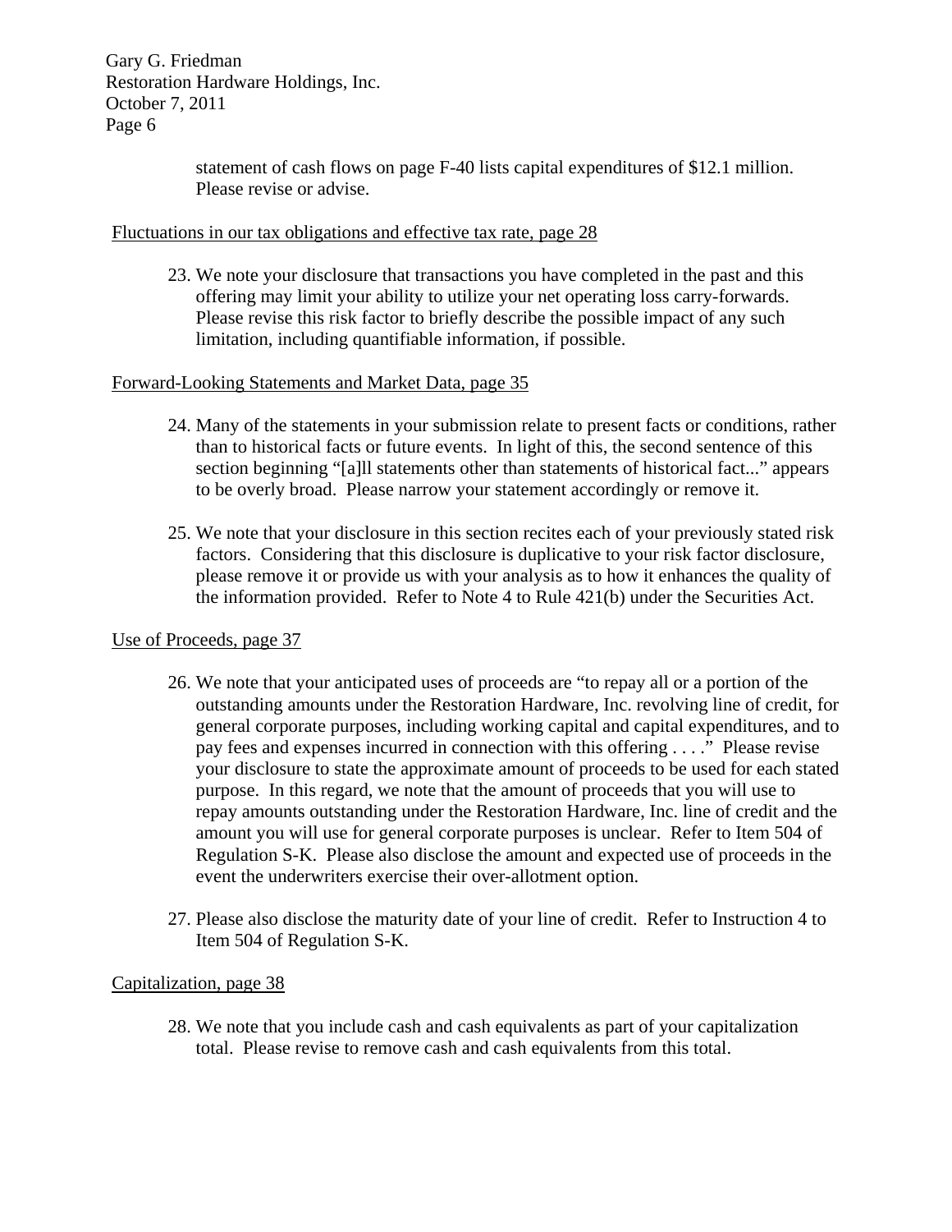statement of cash flows on page F-40 lists capital expenditures of $12.1 million. Please revise or advise.

Fluctuations in our tax obligations and effective tax rate, page 28

23. We note your disclosure that transactions you have completed in the past and this offering may limit your ability to utilize your net operating loss carry-forwards. Please revise this risk factor to briefly describe the possible impact of any such limitation, including quantifiable information, if possible.

Forward-Looking Statements and Market Data, page 35

24. Many of the statements in your submission relate to present facts or conditions, rather than to historical facts or future events. In light of this, the second sentence of this section beginning "[a]ll statements other than statements of historical fact..." appears to be overly broad. Please narrow your statement accordingly or remove it.

25. We note that your disclosure in this section recites each of your previously stated risk factors. Considering that this disclosure is duplicative to your risk factor disclosure, please remove it or provide us with your analysis as to how it enhances the quality of the information provided. Refer to Note 4 to Rule 421(b) under the Securities Act.

Use of Proceeds, page 37

26. We note that your anticipated uses of proceeds are "to repay all or a portion of the outstanding amounts under the Restoration Hardware, Inc. revolving line of credit, for general corporate purposes, including working capital and capital expenditures, and to pay fees and expenses incurred in connection with this offering . . . ." Please revise your disclosure to state the approximate amount of proceeds to be used for each stated purpose. In this regard, we note that the amount of proceeds that you will use to repay amounts outstanding under the Restoration Hardware, Inc. line of credit and the amount you will use for general corporate purposes is unclear. Refer to Item 504 of Regulation S-K. Please also disclose the amount and expected use of proceeds in the event the underwriters exercise their over-allotment option.

27. Please also disclose the maturity date of your line of credit. Refer to Instruction 4 to Item 504 of Regulation S-K.

Capitalization, page 38

28. We note that you include cash and cash equivalents as part of your capitalization total. Please revise to remove cash and cash equivalents from this total.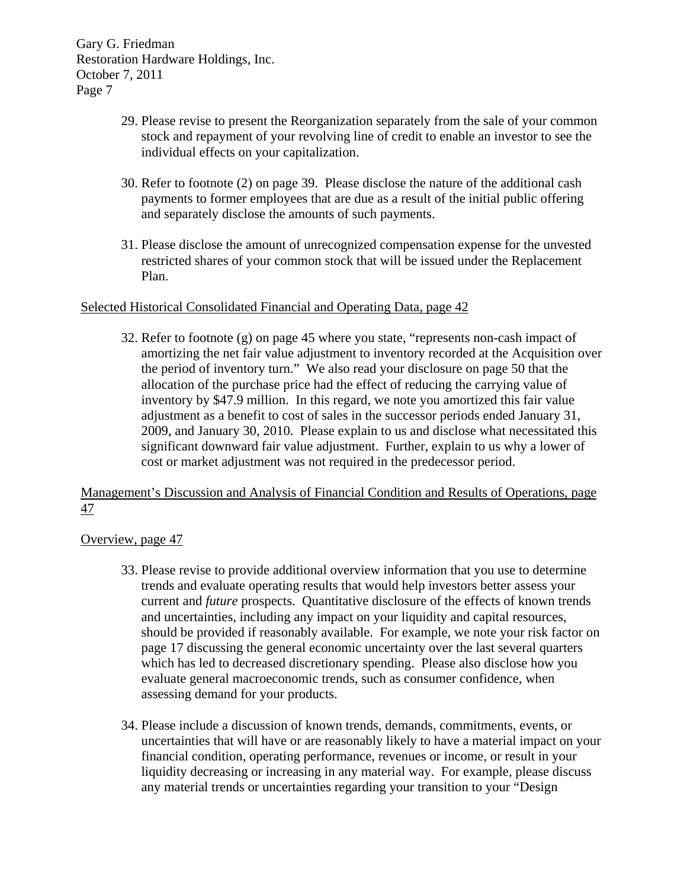29. Please revise to present the Reorganization separately from the sale of your common stock and repayment of your revolving line of credit to enable an investor to see the individual effects on your capitalization.

30. Refer to footnote (2) on page 39. Please disclose the nature of the additional cash payments to former employees that are due as a result of the initial public offering and separately disclose the amounts of such payments.

31. Please disclose the amount of unrecognized compensation expense for the unvested restricted shares of your common stock that will be issued under the Replacement Plan.

Selected Historical Consolidated Financial and Operating Data, page 42

32. Refer to footnote (g) on page 45 where you state, "represents non-cash impact of amortizing the net fair value adjustment to inventory recorded at the Acquisition over the period of inventory turn." We also read your disclosure on page 50 that the allocation of the purchase price had the effect of reducing the carrying value of inventory by $47.9 million. In this regard, we note you amortized this fair value adjustment as a benefit to cost of sales in the successor periods ended January 31, 2009, and January 30, 2010. Please explain to us and disclose what necessitated this significant downward fair value adjustment. Further, explain to us why a lower of cost or market adjustment was not required in the predecessor period.

Management's Discussion and Analysis of Financial Condition and Results of Operations, page 47

Overview, page 47

33. Please revise to provide additional overview information that you use to determine trends and evaluate operating results that would help investors better assess your current and *future* prospects. Quantitative disclosure of the effects of known trends and uncertainties, including any impact on your liquidity and capital resources, should be provided if reasonably available. For example, we note your risk factor on page 17 discussing the general economic uncertainty over the last several quarters which has led to decreased discretionary spending. Please also disclose how you evaluate general macroeconomic trends, such as consumer confidence, when assessing demand for your products.

34. Please include a discussion of known trends, demands, commitments, events, or uncertainties that will have or are reasonably likely to have a material impact on your financial condition, operating performance, revenues or income, or result in your liquidity decreasing or increasing in any material way. For example, please discuss any material trends or uncertainties regarding your transition to your "Design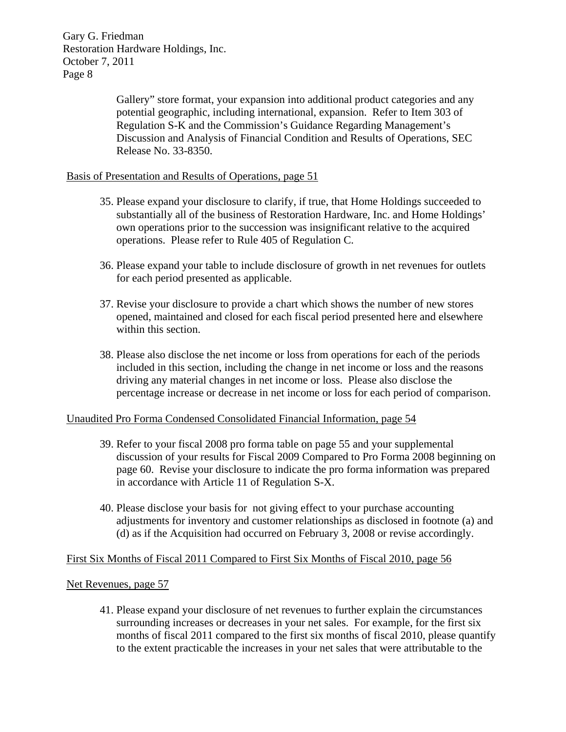Gallery" store format, your expansion into additional product categories and any potential geographic, including international, expansion. Refer to Item 303 of Regulation S-K and the Commission's Guidance Regarding Management's Discussion and Analysis of Financial Condition and Results of Operations, SEC Release No. 33-8350.

Basis of Presentation and Results of Operations, page 51

35. Please expand your disclosure to clarify, if true, that Home Holdings succeeded to substantially all of the business of Restoration Hardware, Inc. and Home Holdings' own operations prior to the succession was insignificant relative to the acquired operations. Please refer to Rule 405 of Regulation C.

36. Please expand your table to include disclosure of growth in net revenues for outlets for each period presented as applicable.

37. Revise your disclosure to provide a chart which shows the number of new stores opened, maintained and closed for each fiscal period presented here and elsewhere within this section.

38. Please also disclose the net income or loss from operations for each of the periods included in this section, including the change in net income or loss and the reasons driving any material changes in net income or loss. Please also disclose the percentage increase or decrease in net income or loss for each period of comparison.

Unaudited Pro Forma Condensed Consolidated Financial Information, page 54

39. Refer to your fiscal 2008 pro forma table on page 55 and your supplemental discussion of your results for Fiscal 2009 Compared to Pro Forma 2008 beginning on page 60. Revise your disclosure to indicate the pro forma information was prepared in accordance with Article 11 of Regulation S-X.

40. Please disclose your basis for not giving effect to your purchase accounting adjustments for inventory and customer relationships as disclosed in footnote (a) and (d) as if the Acquisition had occurred on February 3, 2008 or revise accordingly.

First Six Months of Fiscal 2011 Compared to First Six Months of Fiscal 2010, page 56

Net Revenues, page 57

41. Please expand your disclosure of net revenues to further explain the circumstances surrounding increases or decreases in your net sales. For example, for the first six months of fiscal 2011 compared to the first six months of fiscal 2010, please quantify to the extent practicable the increases in your net sales that were attributable to the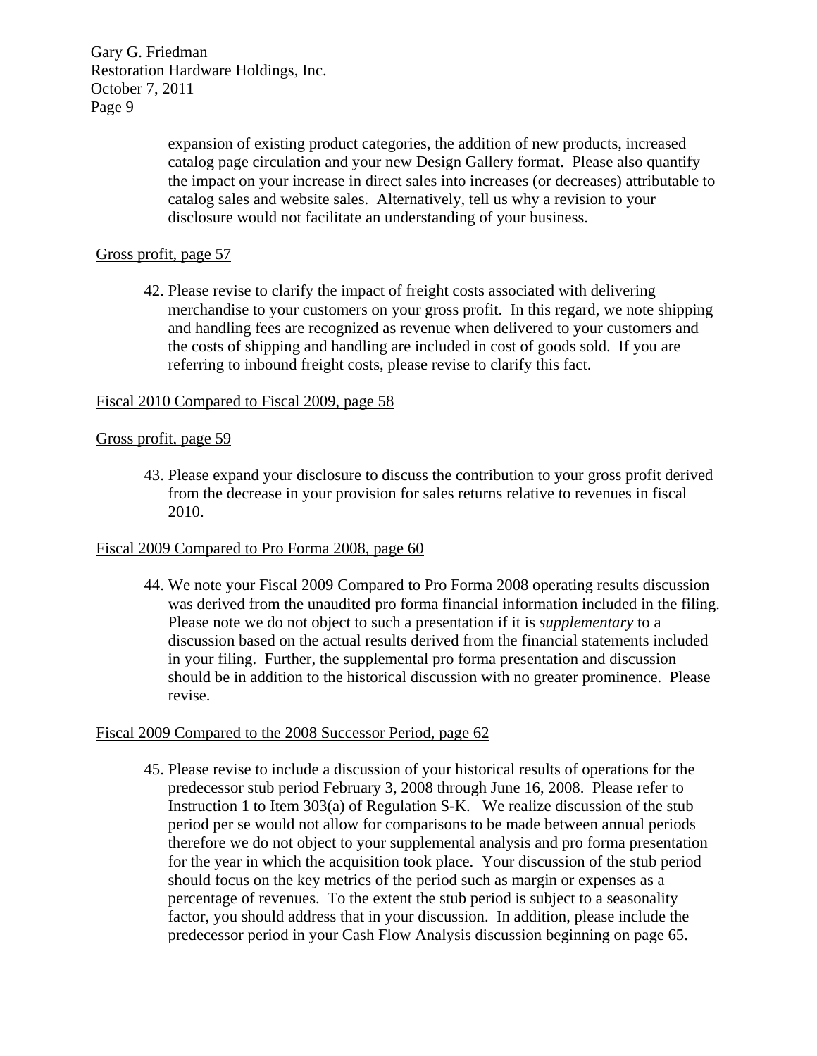expansion of existing product categories, the addition of new products, increased catalog page circulation and your new Design Gallery format. Please also quantify the impact on your increase in direct sales into increases (or decreases) attributable to catalog sales and website sales. Alternatively, tell us why a revision to your disclosure would not facilitate an understanding of your business.

Gross profit, page 57

42. Please revise to clarify the impact of freight costs associated with delivering merchandise to your customers on your gross profit. In this regard, we note shipping and handling fees are recognized as revenue when delivered to your customers and the costs of shipping and handling are included in cost of goods sold. If you are referring to inbound freight costs, please revise to clarify this fact.

Fiscal 2010 Compared to Fiscal 2009, page 58

Gross profit, page 59

43. Please expand your disclosure to discuss the contribution to your gross profit derived from the decrease in your provision for sales returns relative to revenues in fiscal 2010.

Fiscal 2009 Compared to Pro Forma 2008, page 60

44. We note your Fiscal 2009 Compared to Pro Forma 2008 operating results discussion was derived from the unaudited pro forma financial information included in the filing. Please note we do not object to such a presentation if it is *supplementary* to a discussion based on the actual results derived from the financial statements included in your filing. Further, the supplemental pro forma presentation and discussion should be in addition to the historical discussion with no greater prominence. Please revise.

Fiscal 2009 Compared to the 2008 Successor Period, page 62

45. Please revise to include a discussion of your historical results of operations for the predecessor stub period February 3, 2008 through June 16, 2008. Please refer to Instruction 1 to Item 303(a) of Regulation S-K. We realize discussion of the stub period per se would not allow for comparisons to be made between annual periods therefore we do not object to your supplemental analysis and pro forma presentation for the year in which the acquisition took place. Your discussion of the stub period should focus on the key metrics of the period such as margin or expenses as a percentage of revenues. To the extent the stub period is subject to a seasonality factor, you should address that in your discussion. In addition, please include the predecessor period in your Cash Flow Analysis discussion beginning on page 65.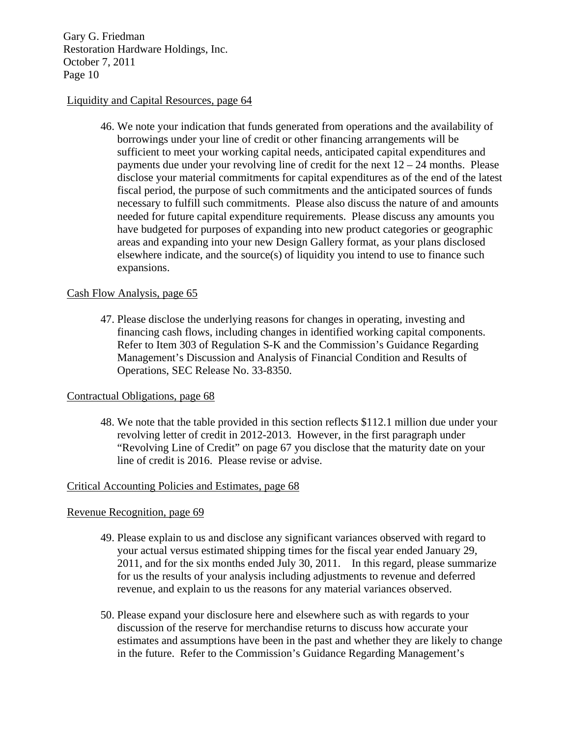Liquidity and Capital Resources, page 64

46. We note your indication that funds generated from operations and the availability of borrowings under your line of credit or other financing arrangements will be sufficient to meet your working capital needs, anticipated capital expenditures and payments due under your revolving line of credit for the next 12 – 24 months. Please disclose your material commitments for capital expenditures as of the end of the latest fiscal period, the purpose of such commitments and the anticipated sources of funds necessary to fulfill such commitments. Please also discuss the nature of and amounts needed for future capital expenditure requirements. Please discuss any amounts you have budgeted for purposes of expanding into new product categories or geographic areas and expanding into your new Design Gallery format, as your plans disclosed elsewhere indicate, and the source(s) of liquidity you intend to use to finance such expansions.

Cash Flow Analysis, page 65

47. Please disclose the underlying reasons for changes in operating, investing and financing cash flows, including changes in identified working capital components. Refer to Item 303 of Regulation S-K and the Commission's Guidance Regarding Management's Discussion and Analysis of Financial Condition and Results of Operations, SEC Release No. 33-8350.

Contractual Obligations, page 68

48. We note that the table provided in this section reflects $112.1 million due under your revolving letter of credit in 2012-2013. However, in the first paragraph under "Revolving Line of Credit" on page 67 you disclose that the maturity date on your line of credit is 2016. Please revise or advise.

Critical Accounting Policies and Estimates, page 68

Revenue Recognition, page 69

49. Please explain to us and disclose any significant variances observed with regard to your actual versus estimated shipping times for the fiscal year ended January 29, 2011, and for the six months ended July 30, 2011. In this regard, please summarize for us the results of your analysis including adjustments to revenue and deferred revenue, and explain to us the reasons for any material variances observed.

50. Please expand your disclosure here and elsewhere such as with regards to your discussion of the reserve for merchandise returns to discuss how accurate your estimates and assumptions have been in the past and whether they are likely to change in the future. Refer to the Commission's Guidance Regarding Management's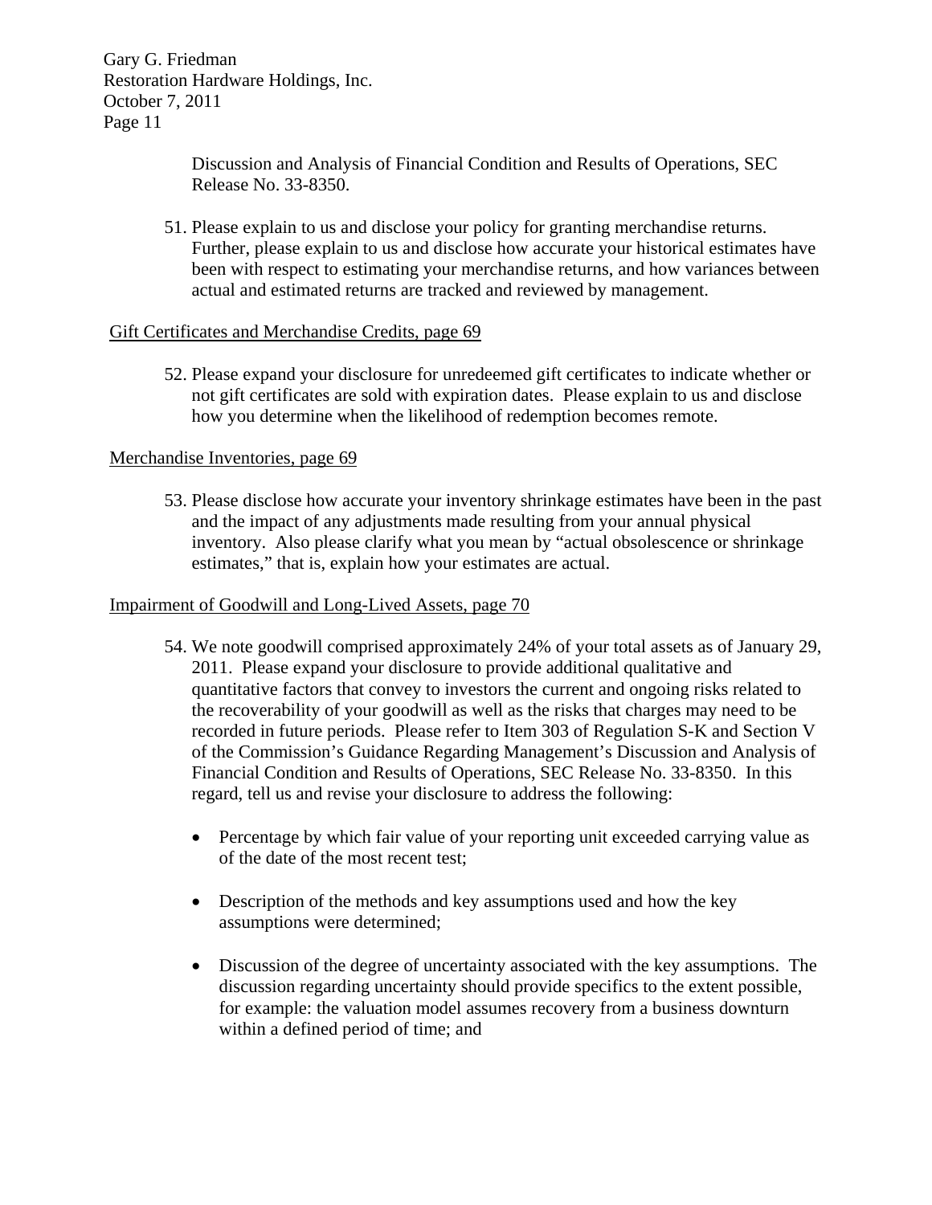Discussion and Analysis of Financial Condition and Results of Operations, SEC Release No. 33-8350.

51. Please explain to us and disclose your policy for granting merchandise returns. Further, please explain to us and disclose how accurate your historical estimates have been with respect to estimating your merchandise returns, and how variances between actual and estimated returns are tracked and reviewed by management.

Gift Certificates and Merchandise Credits, page 69

52. Please expand your disclosure for unredeemed gift certificates to indicate whether or not gift certificates are sold with expiration dates. Please explain to us and disclose how you determine when the likelihood of redemption becomes remote.

Merchandise Inventories, page 69

53. Please disclose how accurate your inventory shrinkage estimates have been in the past and the impact of any adjustments made resulting from your annual physical inventory. Also please clarify what you mean by "actual obsolescence or shrinkage estimates," that is, explain how your estimates are actual.

Impairment of Goodwill and Long-Lived Assets, page 70

54. We note goodwill comprised approximately 24% of your total assets as of January 29, 2011. Please expand your disclosure to provide additional qualitative and quantitative factors that convey to investors the current and ongoing risks related to the recoverability of your goodwill as well as the risks that charges may need to be recorded in future periods. Please refer to Item 303 of Regulation S-K and Section V of the Commission's Guidance Regarding Management's Discussion and Analysis of Financial Condition and Results of Operations, SEC Release No. 33-8350. In this regard, tell us and revise your disclosure to address the following:

   - Percentage by which fair value of your reporting unit exceeded carrying value as of the date of the most recent test;
   - Description of the methods and key assumptions used and how the key assumptions were determined;
   - Discussion of the degree of uncertainty associated with the key assumptions. The discussion regarding uncertainty should provide specifics to the extent possible, for example: the valuation model assumes recovery from a business downturn within a defined period of time; and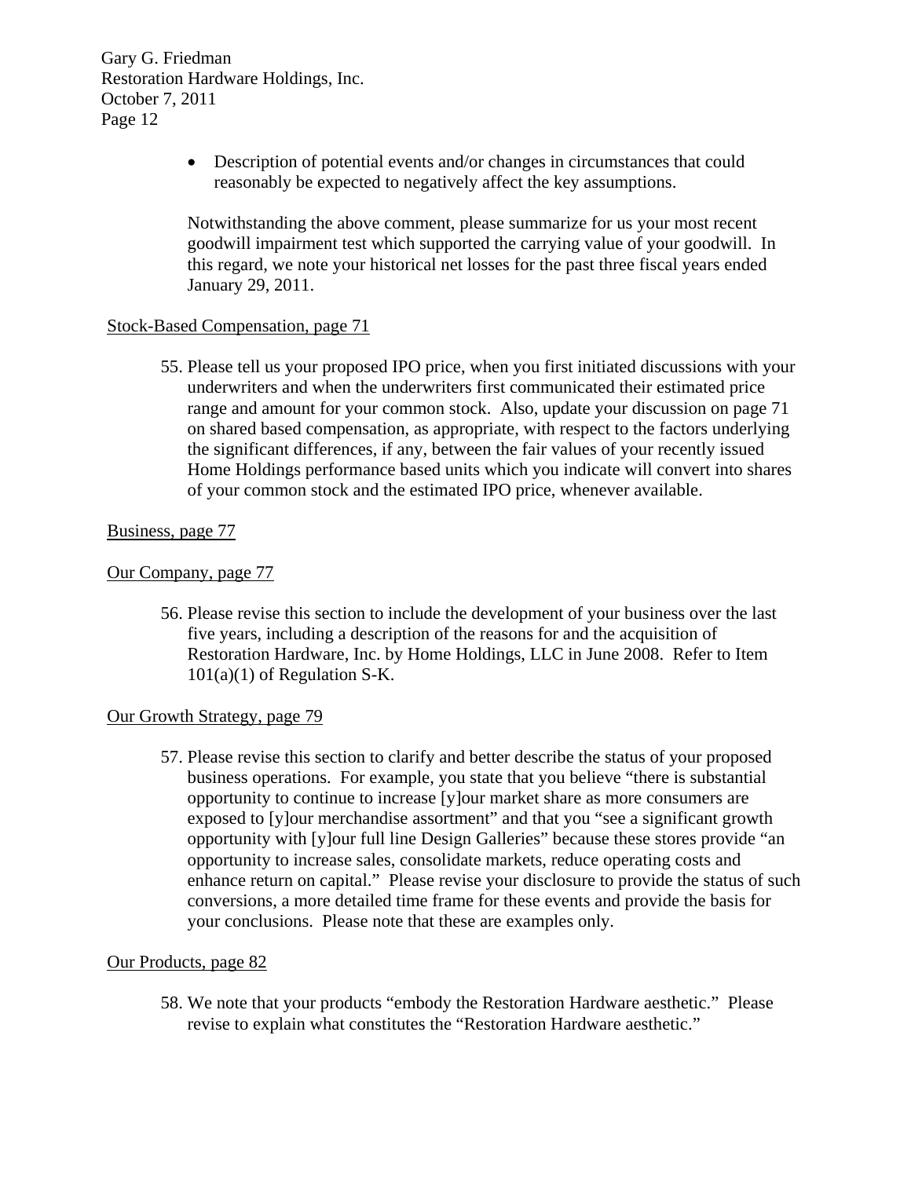- Description of potential events and/or changes in circumstances that could reasonably be expected to negatively affect the key assumptions.

Notwithstanding the above comment, please summarize for us your most recent goodwill impairment test which supported the carrying value of your goodwill. In this regard, we note your historical net losses for the past three fiscal years ended January 29, 2011.

Stock-Based Compensation, page 71

55. Please tell us your proposed IPO price, when you first initiated discussions with your underwriters and when the underwriters first communicated their estimated price range and amount for your common stock. Also, update your discussion on page 71 on shared based compensation, as appropriate, with respect to the factors underlying the significant differences, if any, between the fair values of your recently issued Home Holdings performance based units which you indicate will convert into shares of your common stock and the estimated IPO price, whenever available.

Business, page 77

Our Company, page 77

56. Please revise this section to include the development of your business over the last five years, including a description of the reasons for and the acquisition of Restoration Hardware, Inc. by Home Holdings, LLC in June 2008. Refer to Item 101(a)(1) of Regulation S-K.

Our Growth Strategy, page 79

57. Please revise this section to clarify and better describe the status of your proposed business operations. For example, you state that you believe "there is substantial opportunity to continue to increase [y]our market share as more consumers are exposed to [y]our merchandise assortment" and that you "see a significant growth opportunity with [y]our full line Design Galleries" because these stores provide "an opportunity to increase sales, consolidate markets, reduce operating costs and enhance return on capital." Please revise your disclosure to provide the status of such conversions, a more detailed time frame for these events and provide the basis for your conclusions. Please note that these are examples only.

Our Products, page 82

58. We note that your products "embody the Restoration Hardware aesthetic." Please revise to explain what constitutes the "Restoration Hardware aesthetic."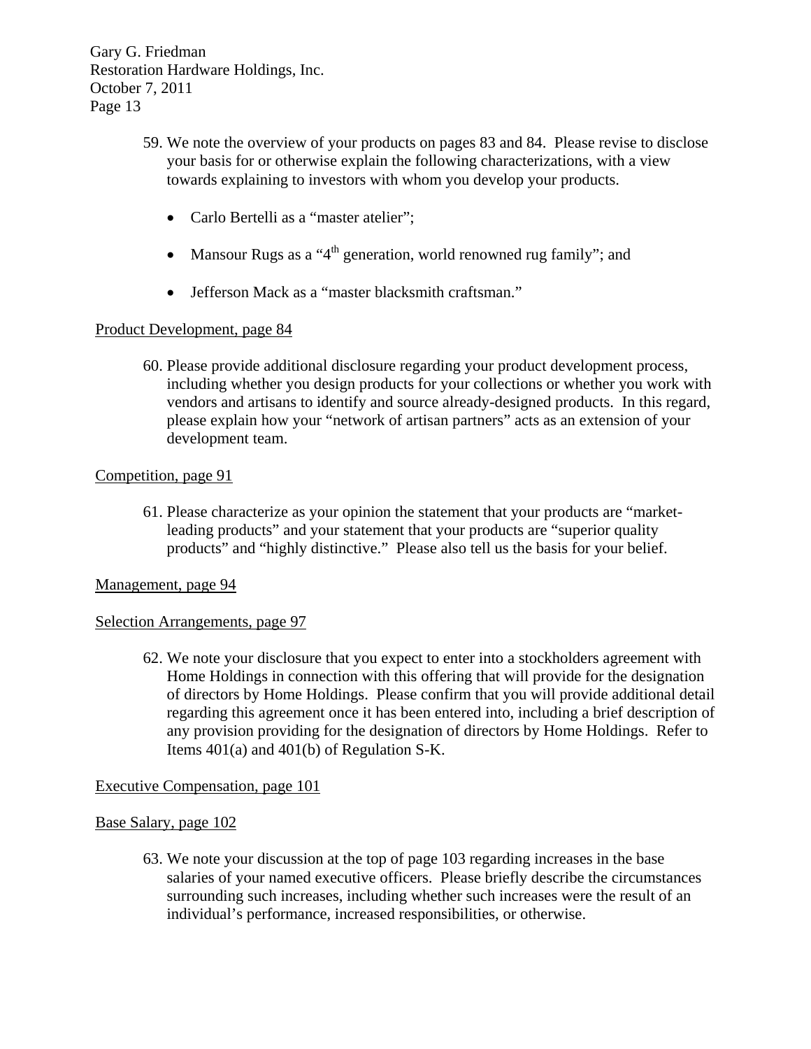59. We note the overview of your products on pages 83 and 84. Please revise to disclose your basis for or otherwise explain the following characterizations, with a view towards explaining to investors with whom you develop your products.

    - Carlo Bertelli as a "master atelier";
    - Mansour Rugs as a "4th generation, world renowned rug family"; and
    - Jefferson Mack as a "master blacksmith craftsman."

<u>Product Development, page 84</u>

60. Please provide additional disclosure regarding your product development process, including whether you design products for your collections or whether you work with vendors and artisans to identify and source already-designed products. In this regard, please explain how your "network of artisan partners" acts as an extension of your development team.

<u>Competition, page 91</u>

61. Please characterize as your opinion the statement that your products are "market-leading products" and your statement that your products are "superior quality products" and "highly distinctive." Please also tell us the basis for your belief.

<u>Management, page 94</u>

<u>Selection Arrangements, page 97</u>

62. We note your disclosure that you expect to enter into a stockholders agreement with Home Holdings in connection with this offering that will provide for the designation of directors by Home Holdings. Please confirm that you will provide additional detail regarding this agreement once it has been entered into, including a brief description of any provision providing for the designation of directors by Home Holdings. Refer to Items 401(a) and 401(b) of Regulation S-K.

<u>Executive Compensation, page 101</u>

<u>Base Salary, page 102</u>

63. We note your discussion at the top of page 103 regarding increases in the base salaries of your named executive officers. Please briefly describe the circumstances surrounding such increases, including whether such increases were the result of an individual's performance, increased responsibilities, or otherwise.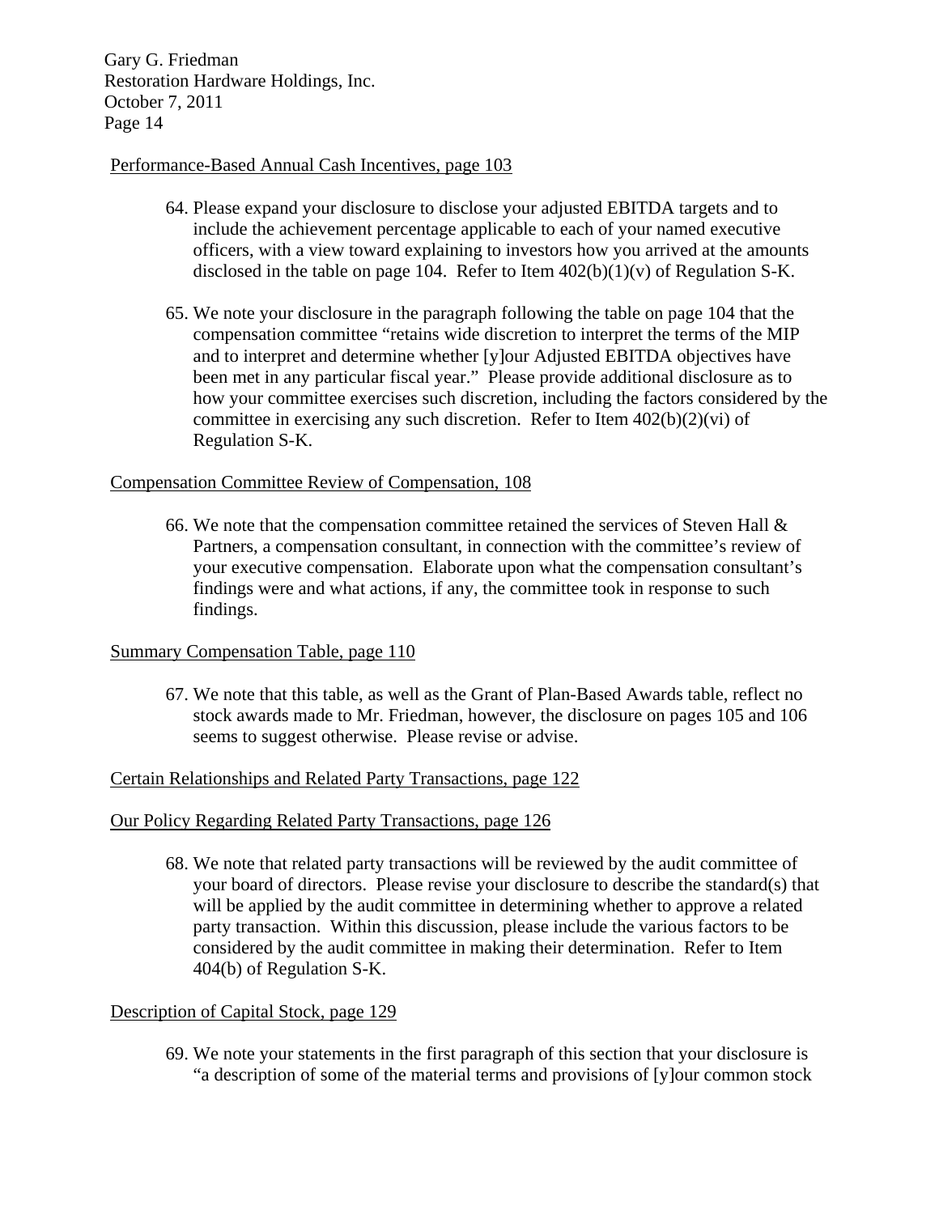Performance-Based Annual Cash Incentives, page 103

64. Please expand your disclosure to disclose your adjusted EBITDA targets and to include the achievement percentage applicable to each of your named executive officers, with a view toward explaining to investors how you arrived at the amounts disclosed in the table on page 104. Refer to Item 402(b)(1)(v) of Regulation S-K.

65. We note your disclosure in the paragraph following the table on page 104 that the compensation committee "retains wide discretion to interpret the terms of the MIP and to interpret and determine whether [y]our Adjusted EBITDA objectives have been met in any particular fiscal year." Please provide additional disclosure as to how your committee exercises such discretion, including the factors considered by the committee in exercising any such discretion. Refer to Item 402(b)(2)(vi) of Regulation S-K.

Compensation Committee Review of Compensation, 108

66. We note that the compensation committee retained the services of Steven Hall & Partners, a compensation consultant, in connection with the committee's review of your executive compensation. Elaborate upon what the compensation consultant's findings were and what actions, if any, the committee took in response to such findings.

Summary Compensation Table, page 110

67. We note that this table, as well as the Grant of Plan-Based Awards table, reflect no stock awards made to Mr. Friedman, however, the disclosure on pages 105 and 106 seems to suggest otherwise. Please revise or advise.

Certain Relationships and Related Party Transactions, page 122

Our Policy Regarding Related Party Transactions, page 126

68. We note that related party transactions will be reviewed by the audit committee of your board of directors. Please revise your disclosure to describe the standard(s) that will be applied by the audit committee in determining whether to approve a related party transaction. Within this discussion, please include the various factors to be considered by the audit committee in making their determination. Refer to Item 404(b) of Regulation S-K.

Description of Capital Stock, page 129

69. We note your statements in the first paragraph of this section that your disclosure is "a description of some of the material terms and provisions of [y]our common stock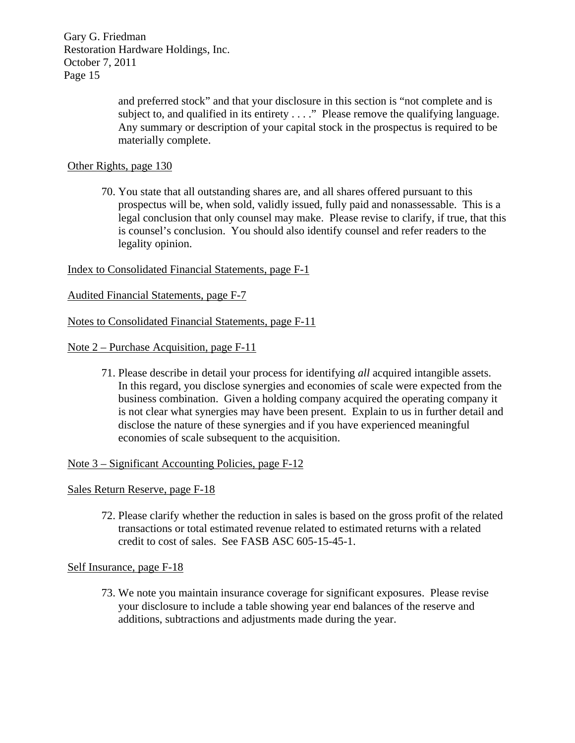and preferred stock" and that your disclosure in this section is "not complete and is subject to, and qualified in its entirety . . . ." Please remove the qualifying language. Any summary or description of your capital stock in the prospectus is required to be materially complete.

Other Rights, page 130

70. You state that all outstanding shares are, and all shares offered pursuant to this prospectus will be, when sold, validly issued, fully paid and nonassessable. This is a legal conclusion that only counsel may make. Please revise to clarify, if true, that this is counsel's conclusion. You should also identify counsel and refer readers to the legality opinion.

Index to Consolidated Financial Statements, page F-1

Audited Financial Statements, page F-7

Notes to Consolidated Financial Statements, page F-11

Note 2 – Purchase Acquisition, page F-11

71. Please describe in detail your process for identifying *all* acquired intangible assets. In this regard, you disclose synergies and economies of scale were expected from the business combination. Given a holding company acquired the operating company it is not clear what synergies may have been present. Explain to us in further detail and disclose the nature of these synergies and if you have experienced meaningful economies of scale subsequent to the acquisition.

Note 3 – Significant Accounting Policies, page F-12

Sales Return Reserve, page F-18

72. Please clarify whether the reduction in sales is based on the gross profit of the related transactions or total estimated revenue related to estimated returns with a related credit to cost of sales. See FASB ASC 605-15-45-1.

Self Insurance, page F-18

73. We note you maintain insurance coverage for significant exposures. Please revise your disclosure to include a table showing year end balances of the reserve and additions, subtractions and adjustments made during the year.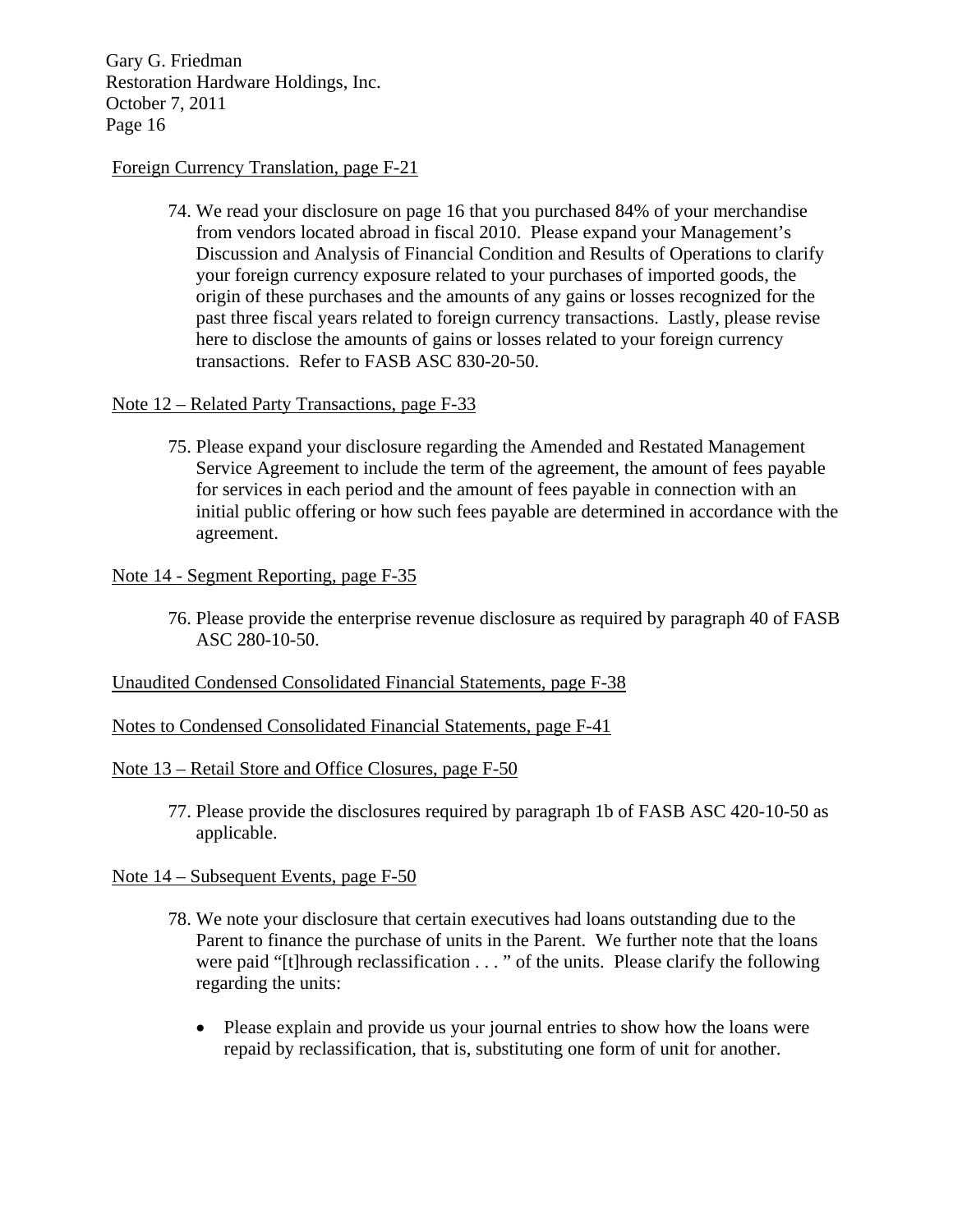Foreign Currency Translation, page F-21

74. We read your disclosure on page 16 that you purchased 84% of your merchandise from vendors located abroad in fiscal 2010. Please expand your Management's Discussion and Analysis of Financial Condition and Results of Operations to clarify your foreign currency exposure related to your purchases of imported goods, the origin of these purchases and the amounts of any gains or losses recognized for the past three fiscal years related to foreign currency transactions. Lastly, please revise here to disclose the amounts of gains or losses related to your foreign currency transactions. Refer to FASB ASC 830-20-50.

Note 12 – Related Party Transactions, page F-33

75. Please expand your disclosure regarding the Amended and Restated Management Service Agreement to include the term of the agreement, the amount of fees payable for services in each period and the amount of fees payable in connection with an initial public offering or how such fees payable are determined in accordance with the agreement.

Note 14 - Segment Reporting, page F-35

76. Please provide the enterprise revenue disclosure as required by paragraph 40 of FASB ASC 280-10-50.

Unaudited Condensed Consolidated Financial Statements, page F-38

Notes to Condensed Consolidated Financial Statements, page F-41

Note 13 – Retail Store and Office Closures, page F-50

77. Please provide the disclosures required by paragraph 1b of FASB ASC 420-10-50 as applicable.

Note 14 – Subsequent Events, page F-50

78. We note your disclosure that certain executives had loans outstanding due to the Parent to finance the purchase of units in the Parent. We further note that the loans were paid "[t]hrough reclassification . . . " of the units. Please clarify the following regarding the units:

   - Please explain and provide us your journal entries to show how the loans were repaid by reclassification, that is, substituting one form of unit for another.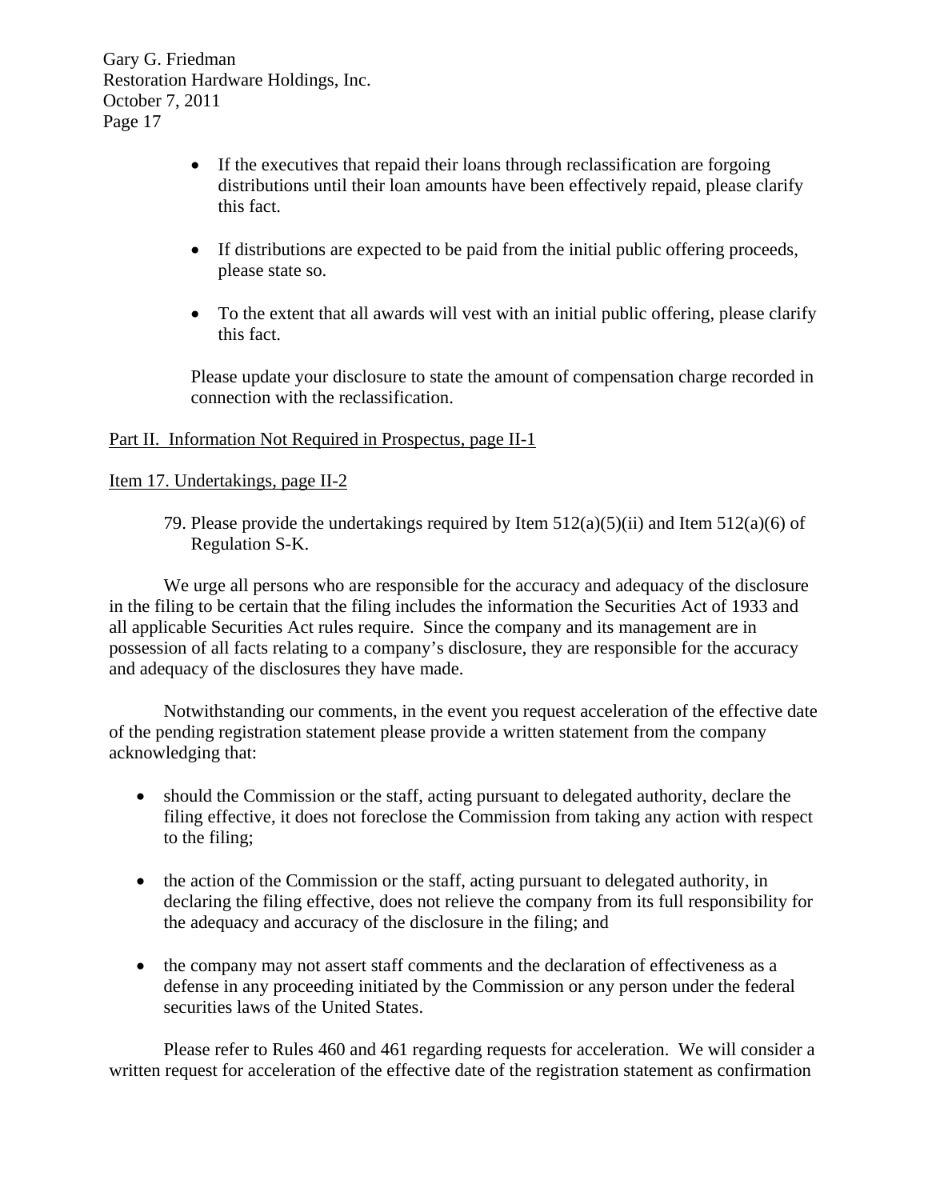- If the executives that repaid their loans through reclassification are forgoing distributions until their loan amounts have been effectively repaid, please clarify this fact.

- If distributions are expected to be paid from the initial public offering proceeds, please state so.

- To the extent that all awards will vest with an initial public offering, please clarify this fact.

Please update your disclosure to state the amount of compensation charge recorded in connection with the reclassification.

Part II. Information Not Required in Prospectus, page II-1

Item 17. Undertakings, page II-2

79. Please provide the undertakings required by Item 512(a)(5)(ii) and Item 512(a)(6) of Regulation S-K.

We urge all persons who are responsible for the accuracy and adequacy of the disclosure in the filing to be certain that the filing includes the information the Securities Act of 1933 and all applicable Securities Act rules require. Since the company and its management are in possession of all facts relating to a company's disclosure, they are responsible for the accuracy and adequacy of the disclosures they have made.

Notwithstanding our comments, in the event you request acceleration of the effective date of the pending registration statement please provide a written statement from the company acknowledging that:

- should the Commission or the staff, acting pursuant to delegated authority, declare the filing effective, it does not foreclose the Commission from taking any action with respect to the filing;

- the action of the Commission or the staff, acting pursuant to delegated authority, in declaring the filing effective, does not relieve the company from its full responsibility for the adequacy and accuracy of the disclosure in the filing; and

- the company may not assert staff comments and the declaration of effectiveness as a defense in any proceeding initiated by the Commission or any person under the federal securities laws of the United States.

Please refer to Rules 460 and 461 regarding requests for acceleration. We will consider a written request for acceleration of the effective date of the registration statement as confirmation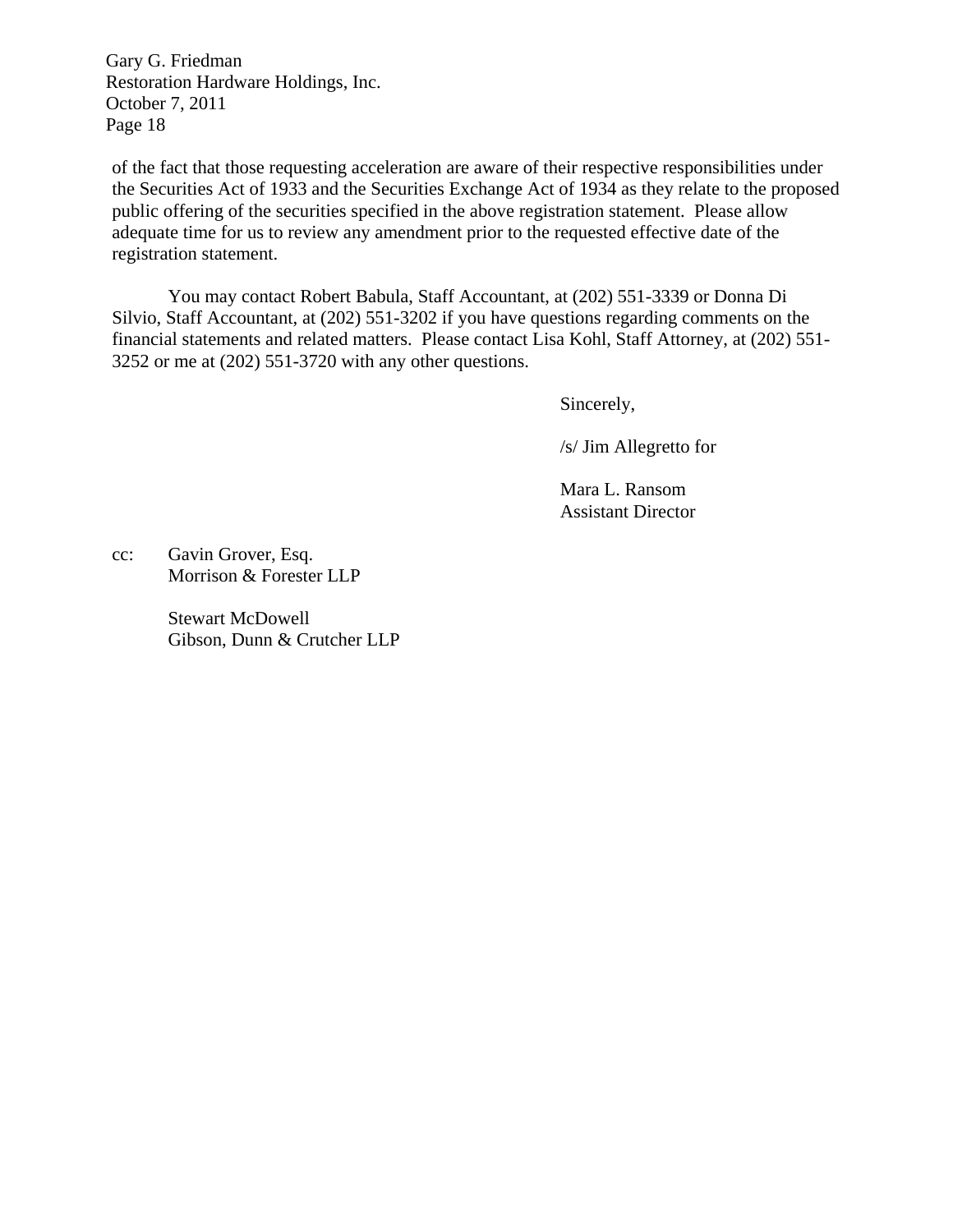of the fact that those requesting acceleration are aware of their respective responsibilities under the Securities Act of 1933 and the Securities Exchange Act of 1934 as they relate to the proposed public offering of the securities specified in the above registration statement. Please allow adequate time for us to review any amendment prior to the requested effective date of the registration statement.

You may contact Robert Babula, Staff Accountant, at (202) 551-3339 or Donna Di Silvio, Staff Accountant, at (202) 551-3202 if you have questions regarding comments on the financial statements and related matters. Please contact Lisa Kohl, Staff Attorney, at (202) 551-3252 or me at (202) 551-3720 with any other questions.

Sincerely,

/s/ Jim Allegretto for

Mara L. Ransom  
Assistant Director

cc: Gavin Grover, Esq.  
Morrison & Forester LLP

Stewart McDowell  
Gibson, Dunn & Crutcher LLP